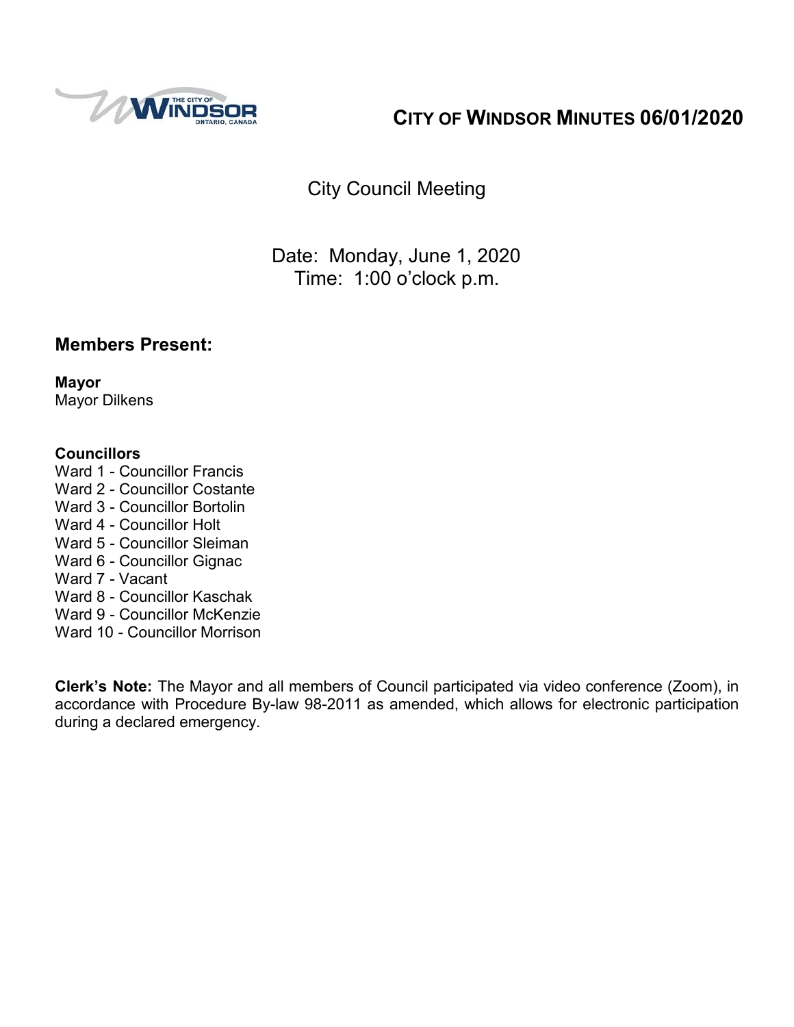# CITY OF WINDSOR MINUTES 06/01/2020

City Council Meeting

Date: Monday, June 1, 2020
Time: 1:00 o'clock p.m.

## Members Present:

**Mayor**
Mayor Dilkens

**Councillors**
Ward 1 - Councillor Francis
Ward 2 - Councillor Costante
Ward 3 - Councillor Bortolin
Ward 4 - Councillor Holt
Ward 5 - Councillor Sleiman
Ward 6 - Councillor Gignac
Ward 7 - Vacant
Ward 8 - Councillor Kaschak
Ward 9 - Councillor McKenzie
Ward 10 - Councillor Morrison

**Clerk's Note:** The Mayor and all members of Council participated via video conference (Zoom), in accordance with Procedure By-law 98-2011 as amended, which allows for electronic participation during a declared emergency.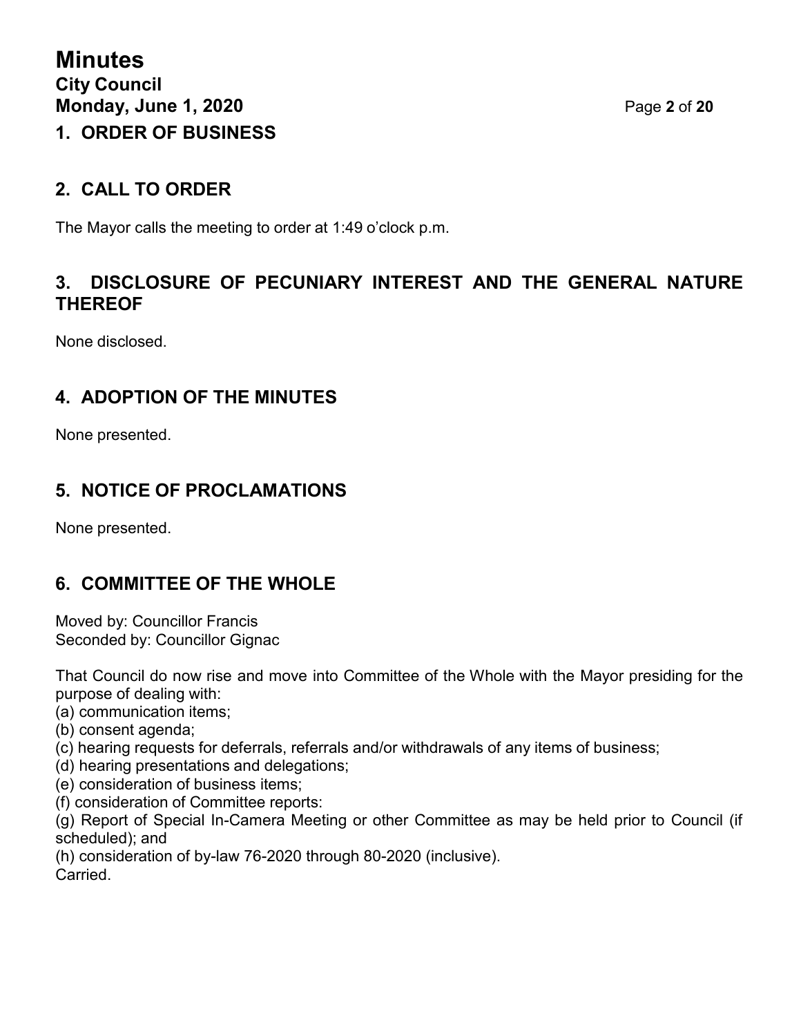## 1. ORDER OF BUSINESS

## 2. CALL TO ORDER

The Mayor calls the meeting to order at 1:49 o'clock p.m.

## 3. DISCLOSURE OF PECUNIARY INTEREST AND THE GENERAL NATURE THEREOF

None disclosed.

## 4. ADOPTION OF THE MINUTES

None presented.

## 5. NOTICE OF PROCLAMATIONS

None presented.

## 6. COMMITTEE OF THE WHOLE

Moved by: Councillor Francis
Seconded by: Councillor Gignac

That Council do now rise and move into Committee of the Whole with the Mayor presiding for the purpose of dealing with:
(a) communication items;
(b) consent agenda;
(c) hearing requests for deferrals, referrals and/or withdrawals of any items of business;
(d) hearing presentations and delegations;
(e) consideration of business items;
(f) consideration of Committee reports:
(g) Report of Special In-Camera Meeting or other Committee as may be held prior to Council (if scheduled); and
(h) consideration of by-law 76-2020 through 80-2020 (inclusive).
Carried.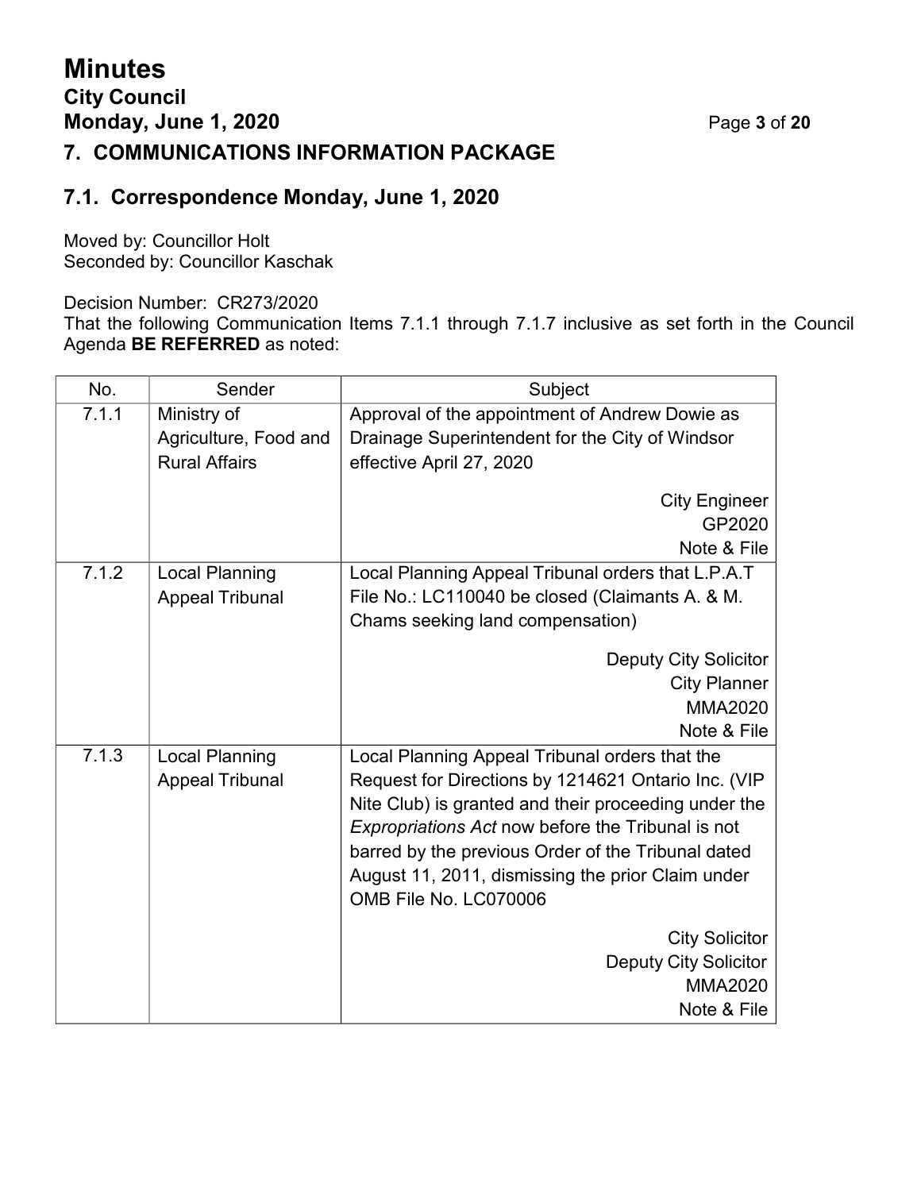## 7. COMMUNICATIONS INFORMATION PACKAGE

### 7.1. Correspondence Monday, June 1, 2020

Moved by: Councillor Holt
Seconded by: Councillor Kaschak

Decision Number: CR273/2020
That the following Communication Items 7.1.1 through 7.1.7 inclusive as set forth in the Council Agenda **BE REFERRED** as noted:

| No. | Sender | Subject |
|---|---|---|
| 7.1.1 | Ministry of Agriculture, Food and Rural Affairs | Approval of the appointment of Andrew Dowie as Drainage Superintendent for the City of Windsor effective April 27, 2020<br><br>City Engineer<br>GP2020<br>Note & File |
| 7.1.2 | Local Planning Appeal Tribunal | Local Planning Appeal Tribunal orders that L.P.A.T File No.: LC110040 be closed (Claimants A. & M. Chams seeking land compensation)<br><br>Deputy City Solicitor<br>City Planner<br>MMA2020<br>Note & File |
| 7.1.3 | Local Planning Appeal Tribunal | Local Planning Appeal Tribunal orders that the Request for Directions by 1214621 Ontario Inc. (VIP Nite Club) is granted and their proceeding under the *Expropriations Act* now before the Tribunal is not barred by the previous Order of the Tribunal dated August 11, 2011, dismissing the prior Claim under OMB File No. LC070006<br><br>City Solicitor<br>Deputy City Solicitor<br>MMA2020<br>Note & File |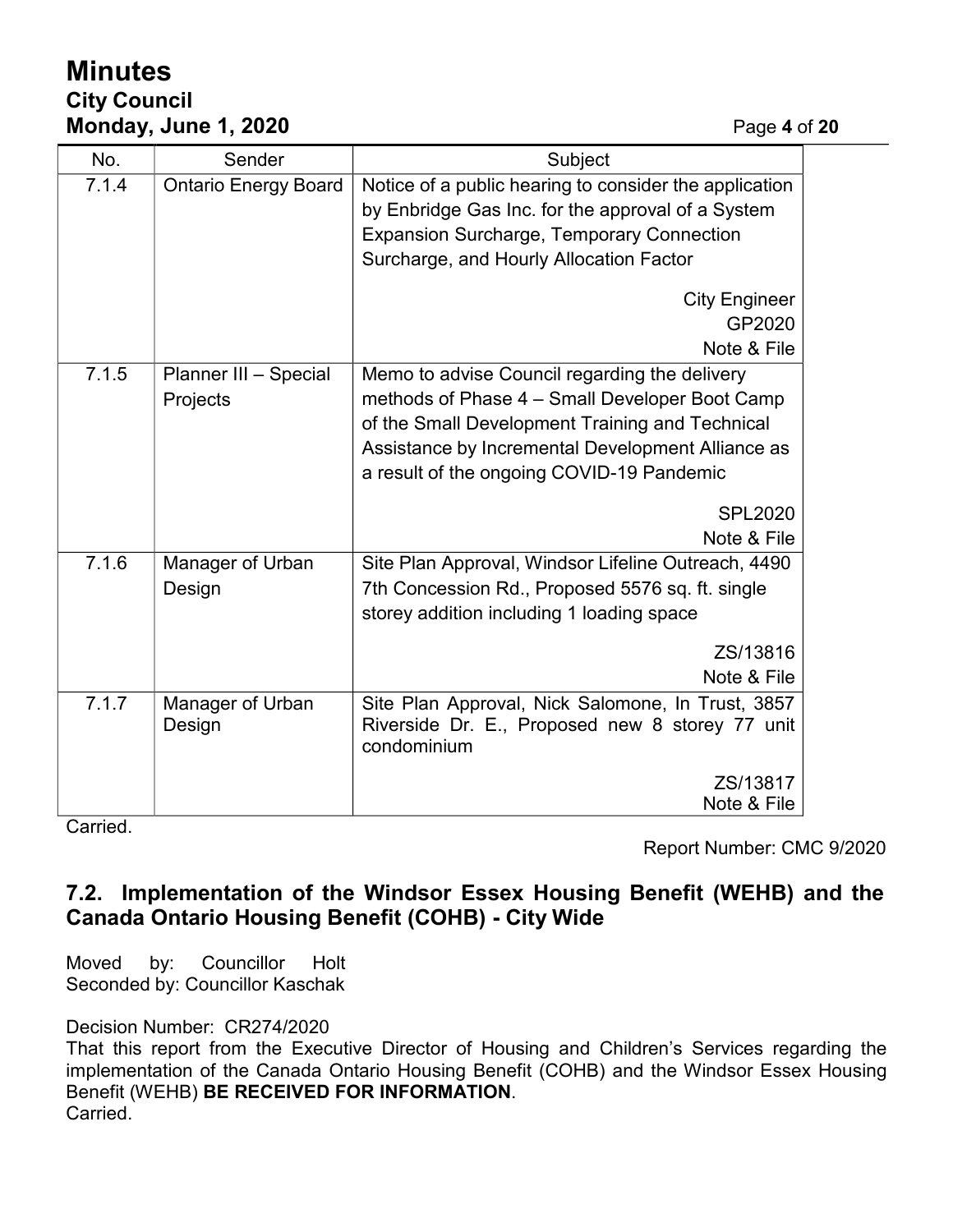| No. | Sender | Subject |
|---|---|---|
| 7.1.4 | Ontario Energy Board | Notice of a public hearing to consider the application by Enbridge Gas Inc. for the approval of a System Expansion Surcharge, Temporary Connection Surcharge, and Hourly Allocation Factor<br><br>City Engineer<br>GP2020<br>Note & File |
| 7.1.5 | Planner III – Special Projects | Memo to advise Council regarding the delivery methods of Phase 4 – Small Developer Boot Camp of the Small Development Training and Technical Assistance by Incremental Development Alliance as a result of the ongoing COVID-19 Pandemic<br><br>SPL2020<br>Note & File |
| 7.1.6 | Manager of Urban Design | Site Plan Approval, Windsor Lifeline Outreach, 4490 7th Concession Rd., Proposed 5576 sq. ft. single storey addition including 1 loading space<br><br>ZS/13816<br>Note & File |
| 7.1.7 | Manager of Urban Design | Site Plan Approval, Nick Salomone, In Trust, 3857 Riverside Dr. E., Proposed new 8 storey 77 unit condominium<br><br>ZS/13817<br>Note & File |

Carried.

Report Number: CMC 9/2020

## 7.2. Implementation of the Windsor Essex Housing Benefit (WEHB) and the Canada Ontario Housing Benefit (COHB) - City Wide

Moved by: Councillor Holt
Seconded by: Councillor Kaschak

Decision Number: CR274/2020
That this report from the Executive Director of Housing and Children's Services regarding the implementation of the Canada Ontario Housing Benefit (COHB) and the Windsor Essex Housing Benefit (WEHB) **BE RECEIVED FOR INFORMATION**.
Carried.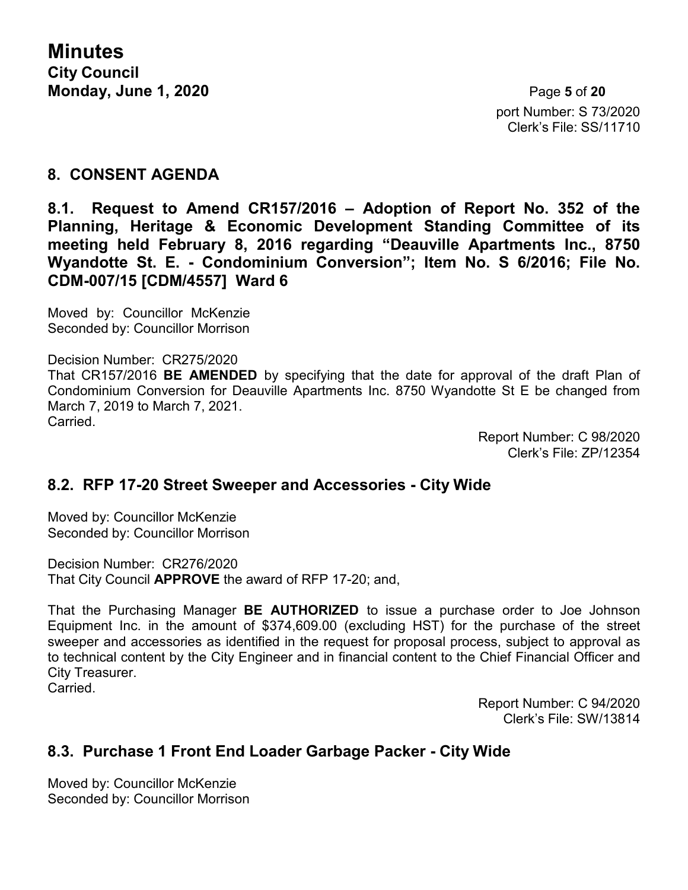port Number: S 73/2020
Clerk's File: SS/11710

## 8. CONSENT AGENDA

### 8.1. Request to Amend CR157/2016 – Adoption of Report No. 352 of the Planning, Heritage & Economic Development Standing Committee of its meeting held February 8, 2016 regarding "Deauville Apartments Inc., 8750 Wyandotte St. E. - Condominium Conversion"; Item No. S 6/2016; File No. CDM-007/15 [CDM/4557] Ward 6

Moved by: Councillor McKenzie
Seconded by: Councillor Morrison

Decision Number: CR275/2020
That CR157/2016 **BE AMENDED** by specifying that the date for approval of the draft Plan of Condominium Conversion for Deauville Apartments Inc. 8750 Wyandotte St E be changed from March 7, 2019 to March 7, 2021.
Carried.

Report Number: C 98/2020
Clerk's File: ZP/12354

### 8.2. RFP 17-20 Street Sweeper and Accessories - City Wide

Moved by: Councillor McKenzie
Seconded by: Councillor Morrison

Decision Number: CR276/2020
That City Council **APPROVE** the award of RFP 17-20; and,

That the Purchasing Manager **BE AUTHORIZED** to issue a purchase order to Joe Johnson Equipment Inc. in the amount of $374,609.00 (excluding HST) for the purchase of the street sweeper and accessories as identified in the request for proposal process, subject to approval as to technical content by the City Engineer and in financial content to the Chief Financial Officer and City Treasurer.
Carried.

Report Number: C 94/2020
Clerk's File: SW/13814

### 8.3. Purchase 1 Front End Loader Garbage Packer - City Wide

Moved by: Councillor McKenzie
Seconded by: Councillor Morrison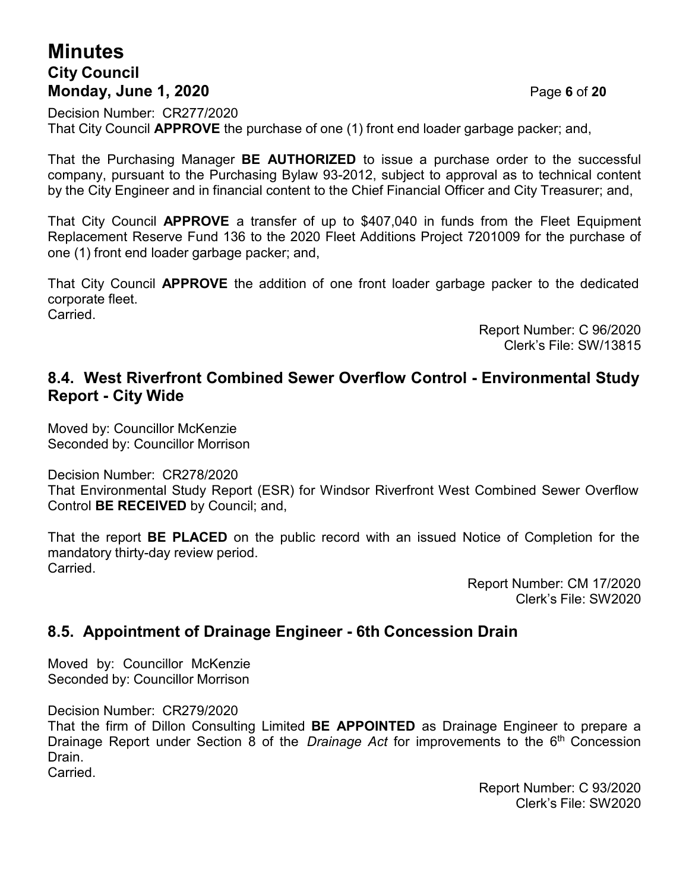Decision Number: CR277/2020
That City Council **APPROVE** the purchase of one (1) front end loader garbage packer; and,

That the Purchasing Manager **BE AUTHORIZED** to issue a purchase order to the successful company, pursuant to the Purchasing Bylaw 93-2012, subject to approval as to technical content by the City Engineer and in financial content to the Chief Financial Officer and City Treasurer; and,

That City Council **APPROVE** a transfer of up to $407,040 in funds from the Fleet Equipment Replacement Reserve Fund 136 to the 2020 Fleet Additions Project 7201009 for the purchase of one (1) front end loader garbage packer; and,

That City Council **APPROVE** the addition of one front loader garbage packer to the dedicated corporate fleet.
Carried.

Report Number: C 96/2020
Clerk's File: SW/13815

## 8.4. West Riverfront Combined Sewer Overflow Control - Environmental Study Report - City Wide

Moved by: Councillor McKenzie
Seconded by: Councillor Morrison

Decision Number: CR278/2020
That Environmental Study Report (ESR) for Windsor Riverfront West Combined Sewer Overflow Control **BE RECEIVED** by Council; and,

That the report **BE PLACED** on the public record with an issued Notice of Completion for the mandatory thirty-day review period.
Carried.

Report Number: CM 17/2020
Clerk's File: SW2020

## 8.5. Appointment of Drainage Engineer - 6th Concession Drain

Moved by: Councillor McKenzie
Seconded by: Councillor Morrison

Decision Number: CR279/2020
That the firm of Dillon Consulting Limited **BE APPOINTED** as Drainage Engineer to prepare a Drainage Report under Section 8 of the *Drainage Act* for improvements to the 6th Concession Drain.
Carried.

Report Number: C 93/2020
Clerk's File: SW2020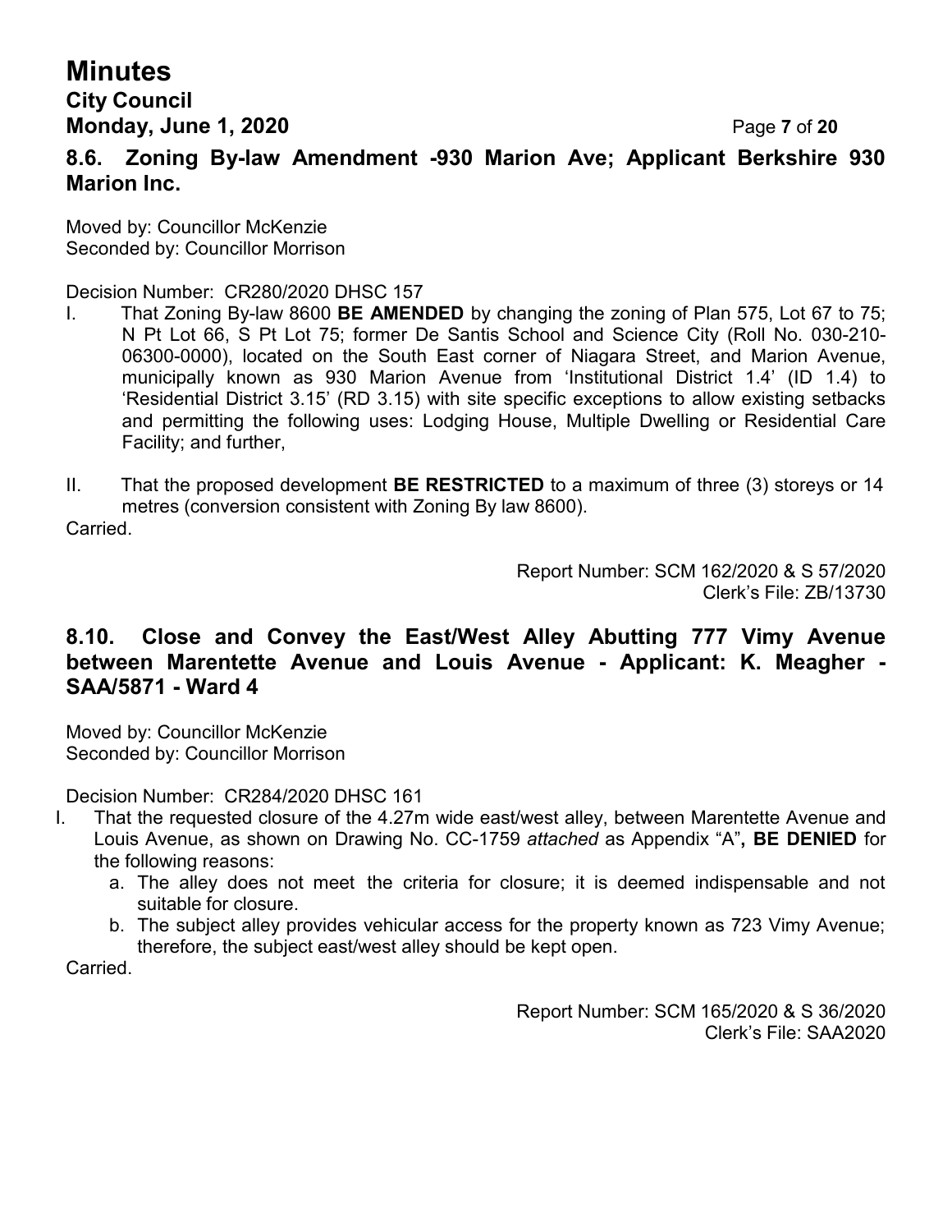### 8.6. Zoning By-law Amendment -930 Marion Ave; Applicant Berkshire 930 Marion Inc.

Moved by: Councillor McKenzie
Seconded by: Councillor Morrison

Decision Number: CR280/2020 DHSC 157

I. That Zoning By-law 8600 **BE AMENDED** by changing the zoning of Plan 575, Lot 67 to 75; N Pt Lot 66, S Pt Lot 75; former De Santis School and Science City (Roll No. 030-210-06300-0000), located on the South East corner of Niagara Street, and Marion Avenue, municipally known as 930 Marion Avenue from 'Institutional District 1.4' (ID 1.4) to 'Residential District 3.15' (RD 3.15) with site specific exceptions to allow existing setbacks and permitting the following uses: Lodging House, Multiple Dwelling or Residential Care Facility; and further,

II. That the proposed development **BE RESTRICTED** to a maximum of three (3) storeys or 14 metres (conversion consistent with Zoning By law 8600).

Carried.

Report Number: SCM 162/2020 & S 57/2020
Clerk's File: ZB/13730

### 8.10. Close and Convey the East/West Alley Abutting 777 Vimy Avenue between Marentette Avenue and Louis Avenue - Applicant: K. Meagher - SAA/5871 - Ward 4

Moved by: Councillor McKenzie
Seconded by: Councillor Morrison

Decision Number: CR284/2020 DHSC 161

I. That the requested closure of the 4.27m wide east/west alley, between Marentette Avenue and Louis Avenue, as shown on Drawing No. CC-1759 *attached* as Appendix "A"**, BE DENIED** for the following reasons:
   a. The alley does not meet the criteria for closure; it is deemed indispensable and not suitable for closure.
   b. The subject alley provides vehicular access for the property known as 723 Vimy Avenue; therefore, the subject east/west alley should be kept open.

Carried.

Report Number: SCM 165/2020 & S 36/2020
Clerk's File: SAA2020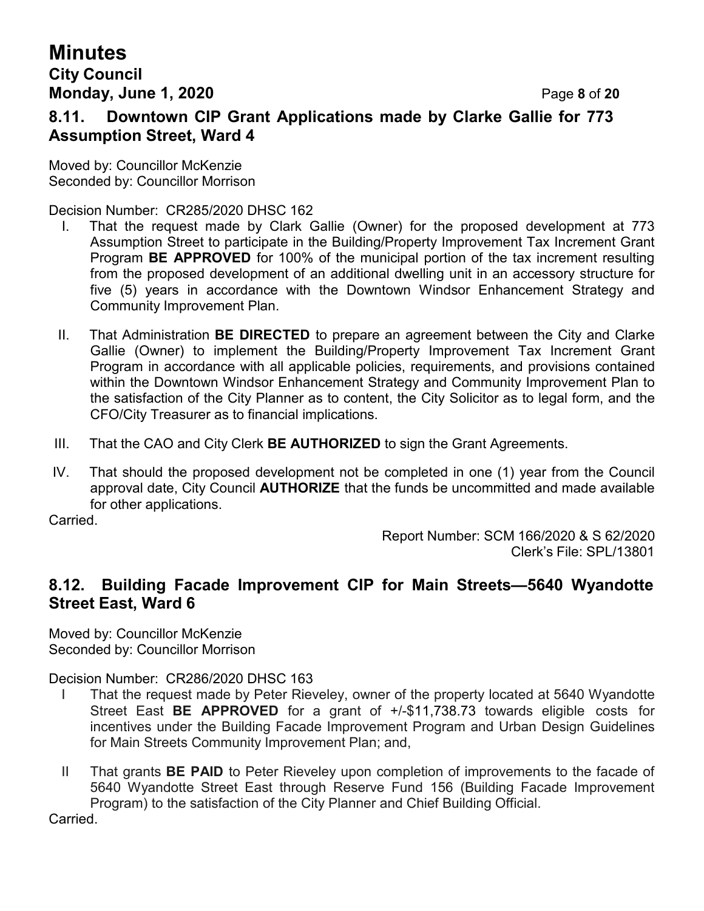## 8.11. Downtown CIP Grant Applications made by Clarke Gallie for 773 Assumption Street, Ward 4

Moved by: Councillor McKenzie
Seconded by: Councillor Morrison

Decision Number: CR285/2020 DHSC 162

I. That the request made by Clark Gallie (Owner) for the proposed development at 773 Assumption Street to participate in the Building/Property Improvement Tax Increment Grant Program **BE APPROVED** for 100% of the municipal portion of the tax increment resulting from the proposed development of an additional dwelling unit in an accessory structure for five (5) years in accordance with the Downtown Windsor Enhancement Strategy and Community Improvement Plan.

II. That Administration **BE DIRECTED** to prepare an agreement between the City and Clarke Gallie (Owner) to implement the Building/Property Improvement Tax Increment Grant Program in accordance with all applicable policies, requirements, and provisions contained within the Downtown Windsor Enhancement Strategy and Community Improvement Plan to the satisfaction of the City Planner as to content, the City Solicitor as to legal form, and the CFO/City Treasurer as to financial implications.

III. That the CAO and City Clerk **BE AUTHORIZED** to sign the Grant Agreements.

IV. That should the proposed development not be completed in one (1) year from the Council approval date, City Council **AUTHORIZE** that the funds be uncommitted and made available for other applications.

Carried.

Report Number: SCM 166/2020 & S 62/2020
Clerk's File: SPL/13801

## 8.12. Building Facade Improvement CIP for Main Streets—5640 Wyandotte Street East, Ward 6

Moved by: Councillor McKenzie
Seconded by: Councillor Morrison

Decision Number: CR286/2020 DHSC 163

I That the request made by Peter Rieveley, owner of the property located at 5640 Wyandotte Street East **BE APPROVED** for a grant of +/-$11,738.73 towards eligible costs for incentives under the Building Facade Improvement Program and Urban Design Guidelines for Main Streets Community Improvement Plan; and,

II That grants **BE PAID** to Peter Rieveley upon completion of improvements to the facade of 5640 Wyandotte Street East through Reserve Fund 156 (Building Facade Improvement Program) to the satisfaction of the City Planner and Chief Building Official.

Carried.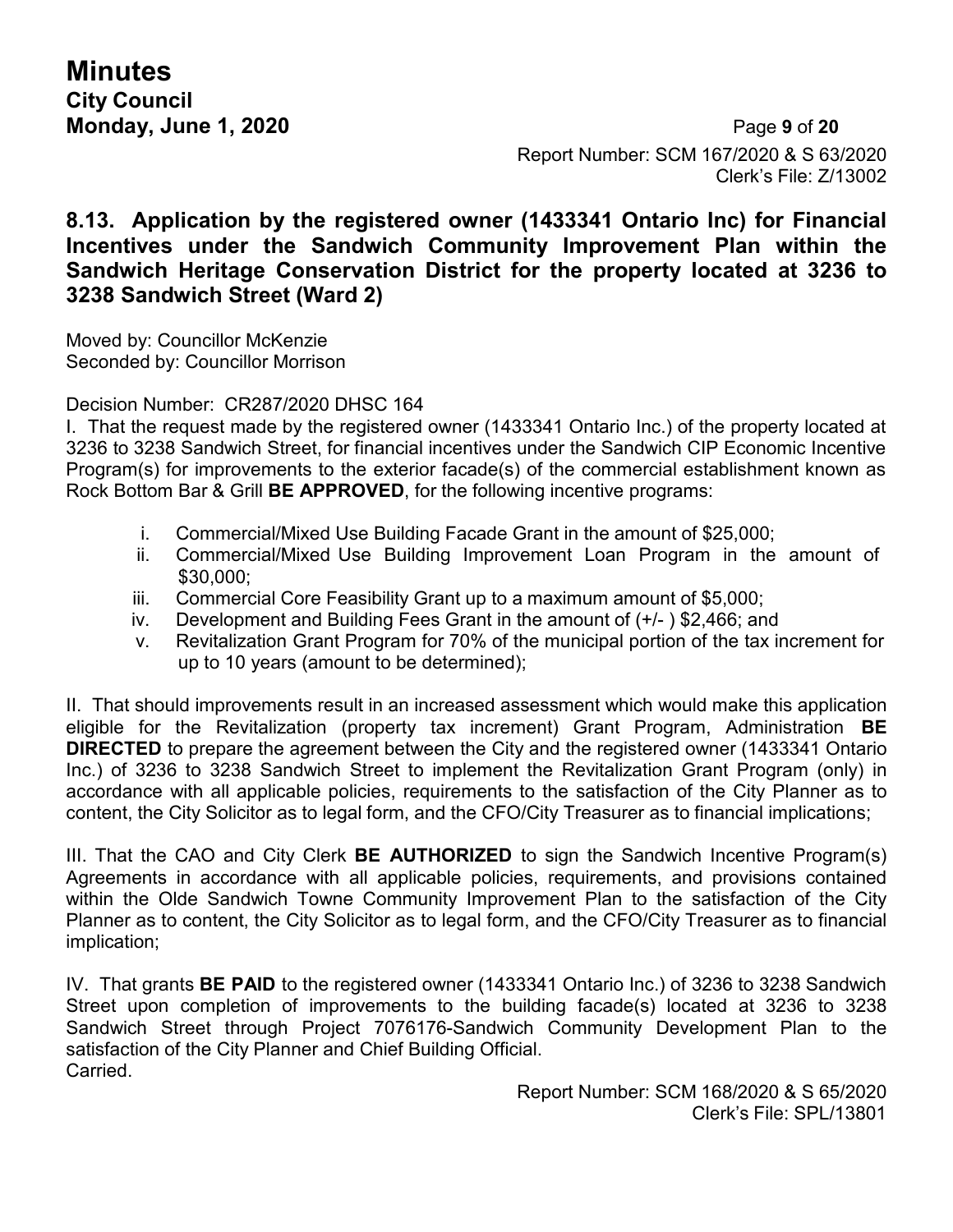Report Number: SCM 167/2020 & S 63/2020
Clerk's File: Z/13002

### 8.13. Application by the registered owner (1433341 Ontario Inc) for Financial Incentives under the Sandwich Community Improvement Plan within the Sandwich Heritage Conservation District for the property located at 3236 to 3238 Sandwich Street (Ward 2)

Moved by: Councillor McKenzie
Seconded by: Councillor Morrison

Decision Number: CR287/2020 DHSC 164

I. That the request made by the registered owner (1433341 Ontario Inc.) of the property located at 3236 to 3238 Sandwich Street, for financial incentives under the Sandwich CIP Economic Incentive Program(s) for improvements to the exterior facade(s) of the commercial establishment known as Rock Bottom Bar & Grill **BE APPROVED**, for the following incentive programs:

i. Commercial/Mixed Use Building Facade Grant in the amount of $25,000;
ii. Commercial/Mixed Use Building Improvement Loan Program in the amount of $30,000;
iii. Commercial Core Feasibility Grant up to a maximum amount of $5,000;
iv. Development and Building Fees Grant in the amount of (+/- ) $2,466; and
v. Revitalization Grant Program for 70% of the municipal portion of the tax increment for up to 10 years (amount to be determined);

II. That should improvements result in an increased assessment which would make this application eligible for the Revitalization (property tax increment) Grant Program, Administration **BE DIRECTED** to prepare the agreement between the City and the registered owner (1433341 Ontario Inc.) of 3236 to 3238 Sandwich Street to implement the Revitalization Grant Program (only) in accordance with all applicable policies, requirements to the satisfaction of the City Planner as to content, the City Solicitor as to legal form, and the CFO/City Treasurer as to financial implications;

III. That the CAO and City Clerk **BE AUTHORIZED** to sign the Sandwich Incentive Program(s) Agreements in accordance with all applicable policies, requirements, and provisions contained within the Olde Sandwich Towne Community Improvement Plan to the satisfaction of the City Planner as to content, the City Solicitor as to legal form, and the CFO/City Treasurer as to financial implication;

IV. That grants **BE PAID** to the registered owner (1433341 Ontario Inc.) of 3236 to 3238 Sandwich Street upon completion of improvements to the building facade(s) located at 3236 to 3238 Sandwich Street through Project 7076176-Sandwich Community Development Plan to the satisfaction of the City Planner and Chief Building Official.
Carried.

Report Number: SCM 168/2020 & S 65/2020
Clerk's File: SPL/13801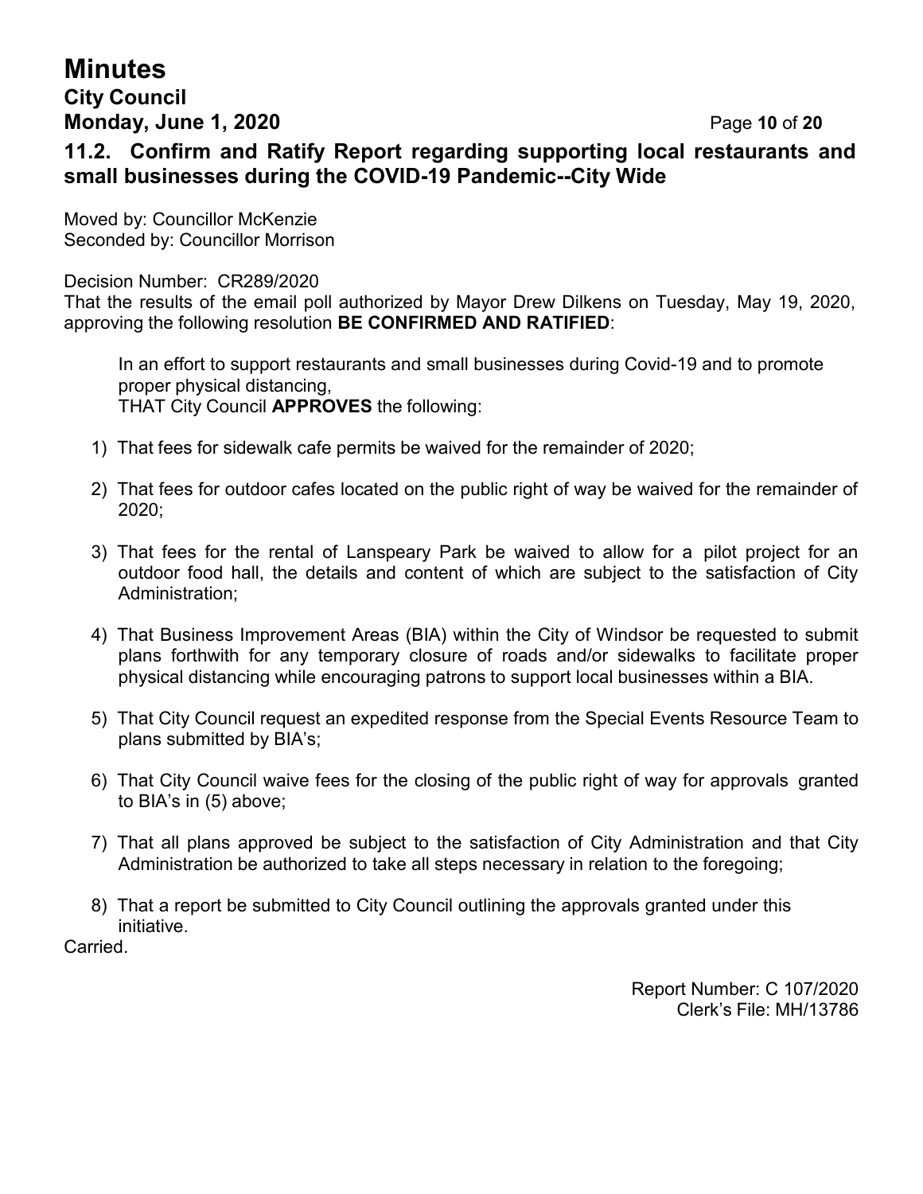### 11.2. Confirm and Ratify Report regarding supporting local restaurants and small businesses during the COVID-19 Pandemic--City Wide

Moved by: Councillor McKenzie
Seconded by: Councillor Morrison

Decision Number: CR289/2020
That the results of the email poll authorized by Mayor Drew Dilkens on Tuesday, May 19, 2020, approving the following resolution **BE CONFIRMED AND RATIFIED**:

In an effort to support restaurants and small businesses during Covid-19 and to promote proper physical distancing,
THAT City Council **APPROVES** the following:

1) That fees for sidewalk cafe permits be waived for the remainder of 2020;

2) That fees for outdoor cafes located on the public right of way be waived for the remainder of 2020;

3) That fees for the rental of Lanspeary Park be waived to allow for a pilot project for an outdoor food hall, the details and content of which are subject to the satisfaction of City Administration;

4) That Business Improvement Areas (BIA) within the City of Windsor be requested to submit plans forthwith for any temporary closure of roads and/or sidewalks to facilitate proper physical distancing while encouraging patrons to support local businesses within a BIA.

5) That City Council request an expedited response from the Special Events Resource Team to plans submitted by BIA's;

6) That City Council waive fees for the closing of the public right of way for approvals granted to BIA's in (5) above;

7) That all plans approved be subject to the satisfaction of City Administration and that City Administration be authorized to take all steps necessary in relation to the foregoing;

8) That a report be submitted to City Council outlining the approvals granted under this initiative.

Carried.

Report Number: C 107/2020
Clerk's File: MH/13786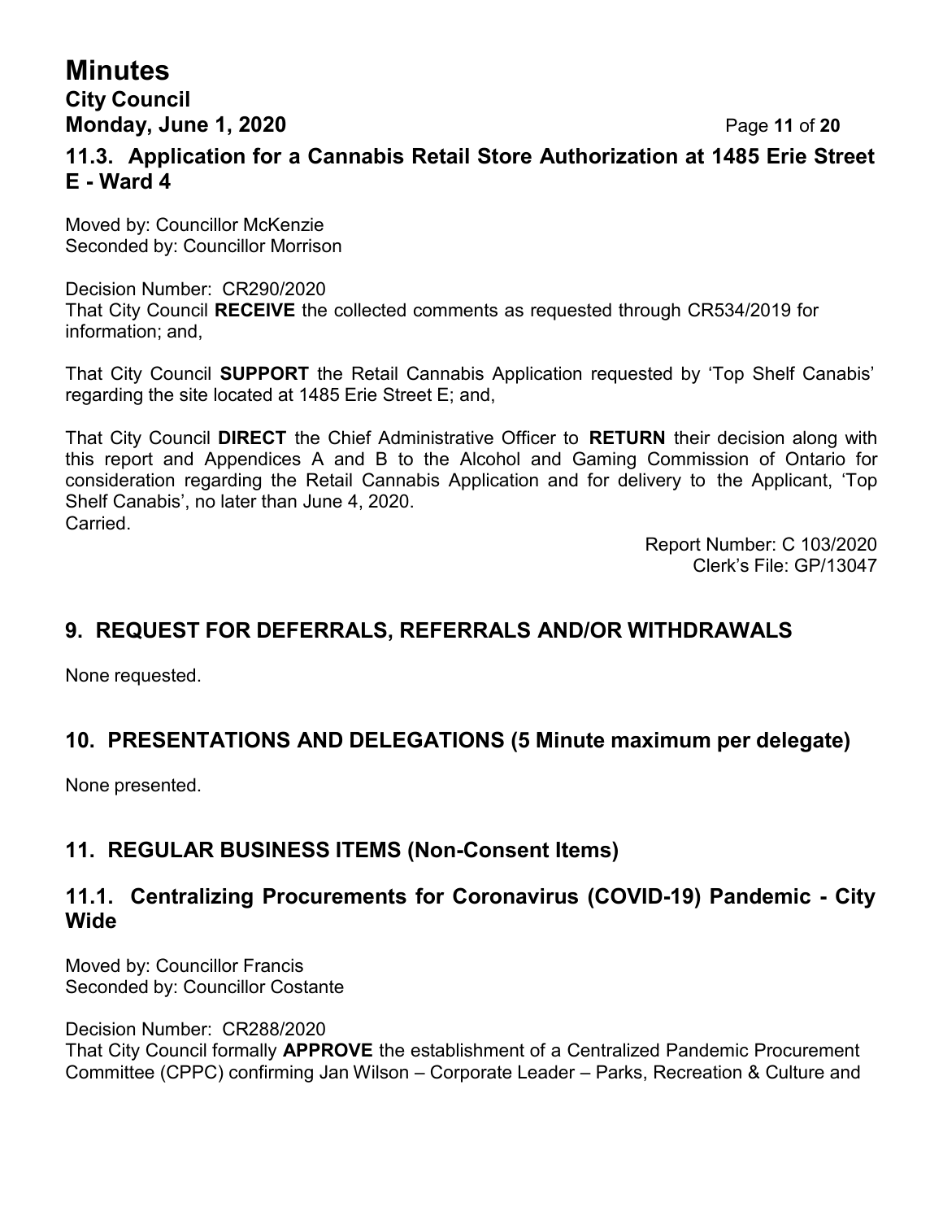### 11.3. Application for a Cannabis Retail Store Authorization at 1485 Erie Street E - Ward 4

Moved by: Councillor McKenzie
Seconded by: Councillor Morrison

Decision Number: CR290/2020
That City Council **RECEIVE** the collected comments as requested through CR534/2019 for information; and,

That City Council **SUPPORT** the Retail Cannabis Application requested by 'Top Shelf Canabis' regarding the site located at 1485 Erie Street E; and,

That City Council **DIRECT** the Chief Administrative Officer to **RETURN** their decision along with this report and Appendices A and B to the Alcohol and Gaming Commission of Ontario for consideration regarding the Retail Cannabis Application and for delivery to the Applicant, 'Top Shelf Canabis', no later than June 4, 2020.
Carried.

Report Number: C 103/2020
Clerk's File: GP/13047

## 9. REQUEST FOR DEFERRALS, REFERRALS AND/OR WITHDRAWALS

None requested.

## 10. PRESENTATIONS AND DELEGATIONS (5 Minute maximum per delegate)

None presented.

## 11. REGULAR BUSINESS ITEMS (Non-Consent Items)

### 11.1. Centralizing Procurements for Coronavirus (COVID-19) Pandemic - City Wide

Moved by: Councillor Francis
Seconded by: Councillor Costante

Decision Number: CR288/2020
That City Council formally **APPROVE** the establishment of a Centralized Pandemic Procurement Committee (CPPC) confirming Jan Wilson – Corporate Leader – Parks, Recreation & Culture and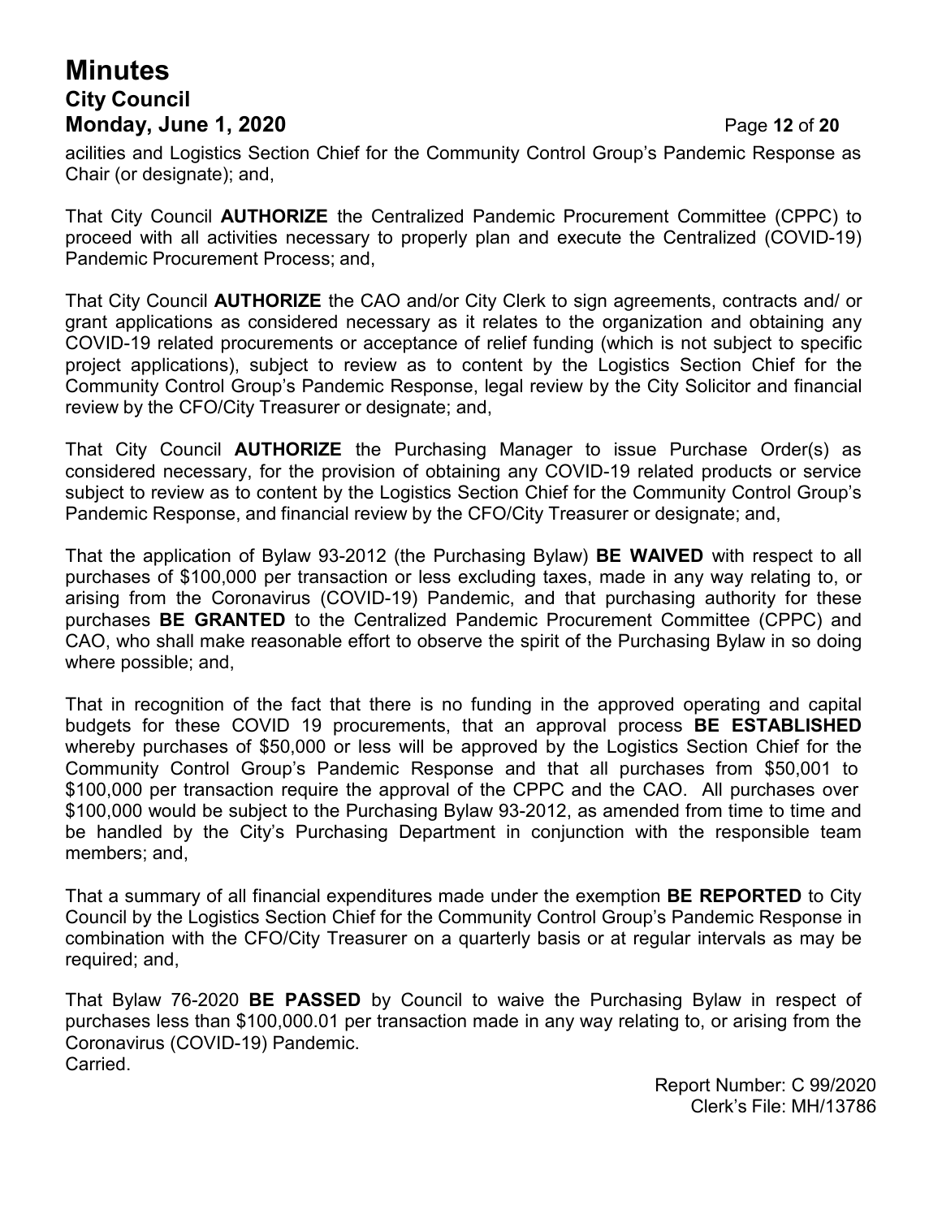acilities and Logistics Section Chief for the Community Control Group's Pandemic Response as Chair (or designate); and,

That City Council **AUTHORIZE** the Centralized Pandemic Procurement Committee (CPPC) to proceed with all activities necessary to properly plan and execute the Centralized (COVID-19) Pandemic Procurement Process; and,

That City Council **AUTHORIZE** the CAO and/or City Clerk to sign agreements, contracts and/ or grant applications as considered necessary as it relates to the organization and obtaining any COVID-19 related procurements or acceptance of relief funding (which is not subject to specific project applications), subject to review as to content by the Logistics Section Chief for the Community Control Group's Pandemic Response, legal review by the City Solicitor and financial review by the CFO/City Treasurer or designate; and,

That City Council **AUTHORIZE** the Purchasing Manager to issue Purchase Order(s) as considered necessary, for the provision of obtaining any COVID-19 related products or service subject to review as to content by the Logistics Section Chief for the Community Control Group's Pandemic Response, and financial review by the CFO/City Treasurer or designate; and,

That the application of Bylaw 93-2012 (the Purchasing Bylaw) **BE WAIVED** with respect to all purchases of $100,000 per transaction or less excluding taxes, made in any way relating to, or arising from the Coronavirus (COVID-19) Pandemic, and that purchasing authority for these purchases **BE GRANTED** to the Centralized Pandemic Procurement Committee (CPPC) and CAO, who shall make reasonable effort to observe the spirit of the Purchasing Bylaw in so doing where possible; and,

That in recognition of the fact that there is no funding in the approved operating and capital budgets for these COVID 19 procurements, that an approval process **BE ESTABLISHED** whereby purchases of $50,000 or less will be approved by the Logistics Section Chief for the Community Control Group's Pandemic Response and that all purchases from $50,001 to $100,000 per transaction require the approval of the CPPC and the CAO. All purchases over $100,000 would be subject to the Purchasing Bylaw 93-2012, as amended from time to time and be handled by the City's Purchasing Department in conjunction with the responsible team members; and,

That a summary of all financial expenditures made under the exemption **BE REPORTED** to City Council by the Logistics Section Chief for the Community Control Group's Pandemic Response in combination with the CFO/City Treasurer on a quarterly basis or at regular intervals as may be required; and,

That Bylaw 76-2020 **BE PASSED** by Council to waive the Purchasing Bylaw in respect of purchases less than $100,000.01 per transaction made in any way relating to, or arising from the Coronavirus (COVID-19) Pandemic.
Carried.

Report Number: C 99/2020
Clerk's File: MH/13786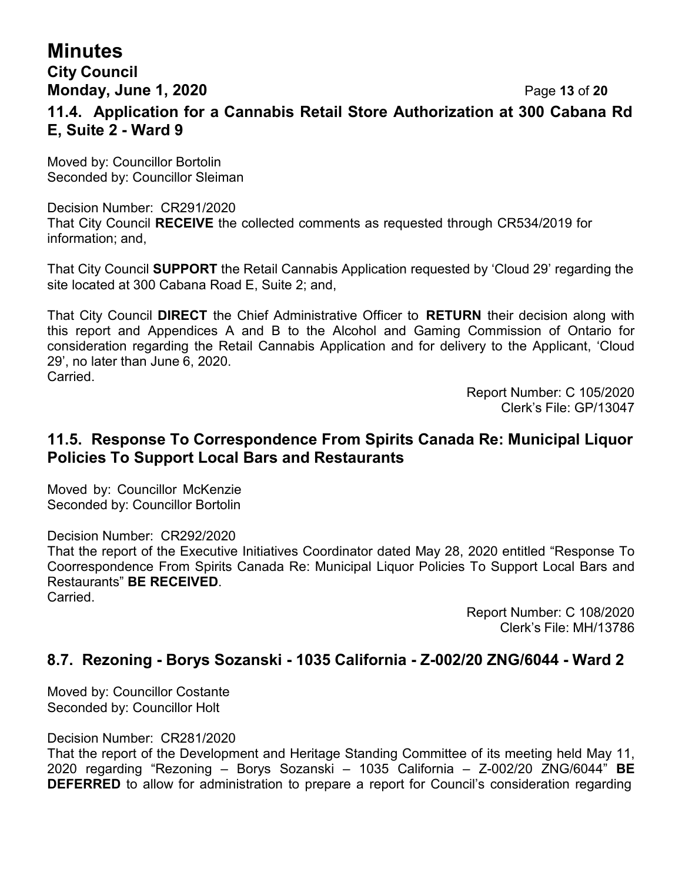### 11.4. Application for a Cannabis Retail Store Authorization at 300 Cabana Rd E, Suite 2 - Ward 9

Moved by: Councillor Bortolin
Seconded by: Councillor Sleiman

Decision Number: CR291/2020
That City Council **RECEIVE** the collected comments as requested through CR534/2019 for information; and,

That City Council **SUPPORT** the Retail Cannabis Application requested by 'Cloud 29' regarding the site located at 300 Cabana Road E, Suite 2; and,

That City Council **DIRECT** the Chief Administrative Officer to **RETURN** their decision along with this report and Appendices A and B to the Alcohol and Gaming Commission of Ontario for consideration regarding the Retail Cannabis Application and for delivery to the Applicant, 'Cloud 29', no later than June 6, 2020.
Carried.

Report Number: C 105/2020
Clerk's File: GP/13047

### 11.5. Response To Correspondence From Spirits Canada Re: Municipal Liquor Policies To Support Local Bars and Restaurants

Moved by: Councillor McKenzie
Seconded by: Councillor Bortolin

Decision Number: CR292/2020
That the report of the Executive Initiatives Coordinator dated May 28, 2020 entitled "Response To Coorrespondence From Spirits Canada Re: Municipal Liquor Policies To Support Local Bars and Restaurants" **BE RECEIVED**.
Carried.

Report Number: C 108/2020
Clerk's File: MH/13786

### 8.7. Rezoning - Borys Sozanski - 1035 California - Z-002/20 ZNG/6044 - Ward 2

Moved by: Councillor Costante
Seconded by: Councillor Holt

Decision Number: CR281/2020
That the report of the Development and Heritage Standing Committee of its meeting held May 11, 2020 regarding "Rezoning – Borys Sozanski – 1035 California – Z-002/20 ZNG/6044" **BE DEFERRED** to allow for administration to prepare a report for Council's consideration regarding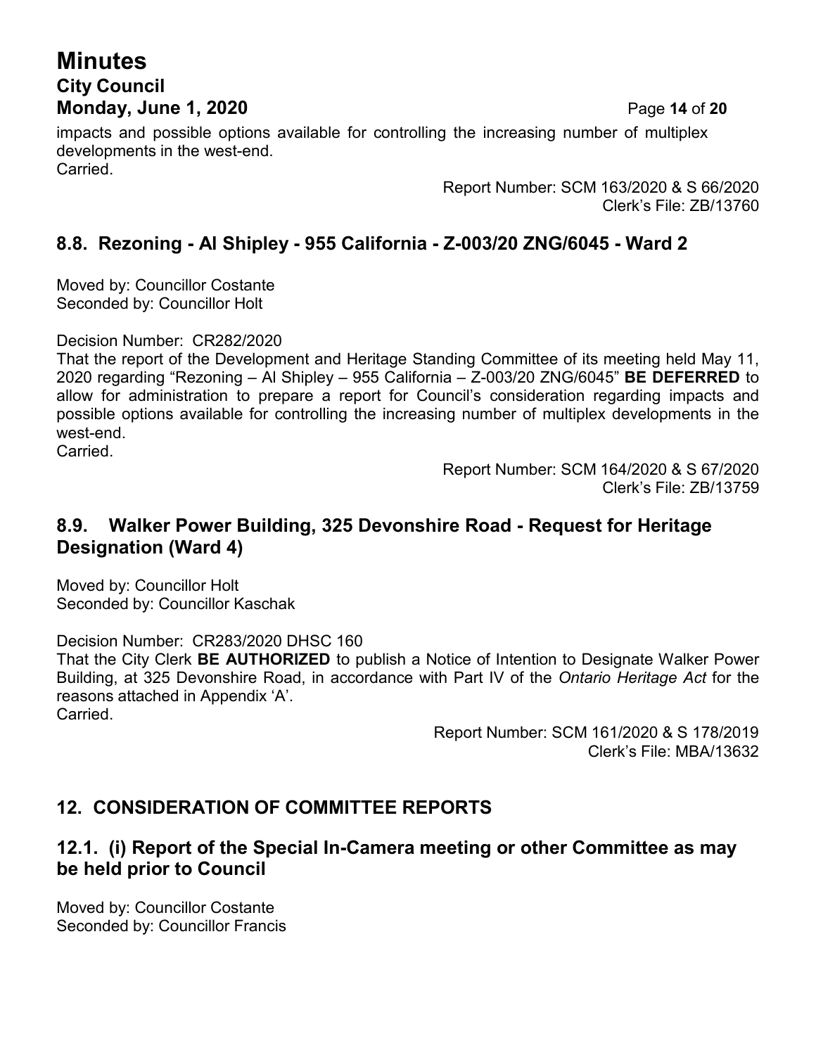impacts and possible options available for controlling the increasing number of multiplex developments in the west-end.
Carried.

Report Number: SCM 163/2020 & S 66/2020
Clerk's File: ZB/13760

## 8.8. Rezoning - Al Shipley - 955 California - Z-003/20 ZNG/6045 - Ward 2

Moved by: Councillor Costante
Seconded by: Councillor Holt

Decision Number: CR282/2020
That the report of the Development and Heritage Standing Committee of its meeting held May 11, 2020 regarding "Rezoning – Al Shipley – 955 California – Z-003/20 ZNG/6045" **BE DEFERRED** to allow for administration to prepare a report for Council's consideration regarding impacts and possible options available for controlling the increasing number of multiplex developments in the west-end.
Carried.

Report Number: SCM 164/2020 & S 67/2020
Clerk's File: ZB/13759

## 8.9. Walker Power Building, 325 Devonshire Road - Request for Heritage Designation (Ward 4)

Moved by: Councillor Holt
Seconded by: Councillor Kaschak

Decision Number: CR283/2020 DHSC 160
That the City Clerk **BE AUTHORIZED** to publish a Notice of Intention to Designate Walker Power Building, at 325 Devonshire Road, in accordance with Part IV of the *Ontario Heritage Act* for the reasons attached in Appendix 'A'.
Carried.

Report Number: SCM 161/2020 & S 178/2019
Clerk's File: MBA/13632

## 12. CONSIDERATION OF COMMITTEE REPORTS

## 12.1. (i) Report of the Special In-Camera meeting or other Committee as may be held prior to Council

Moved by: Councillor Costante
Seconded by: Councillor Francis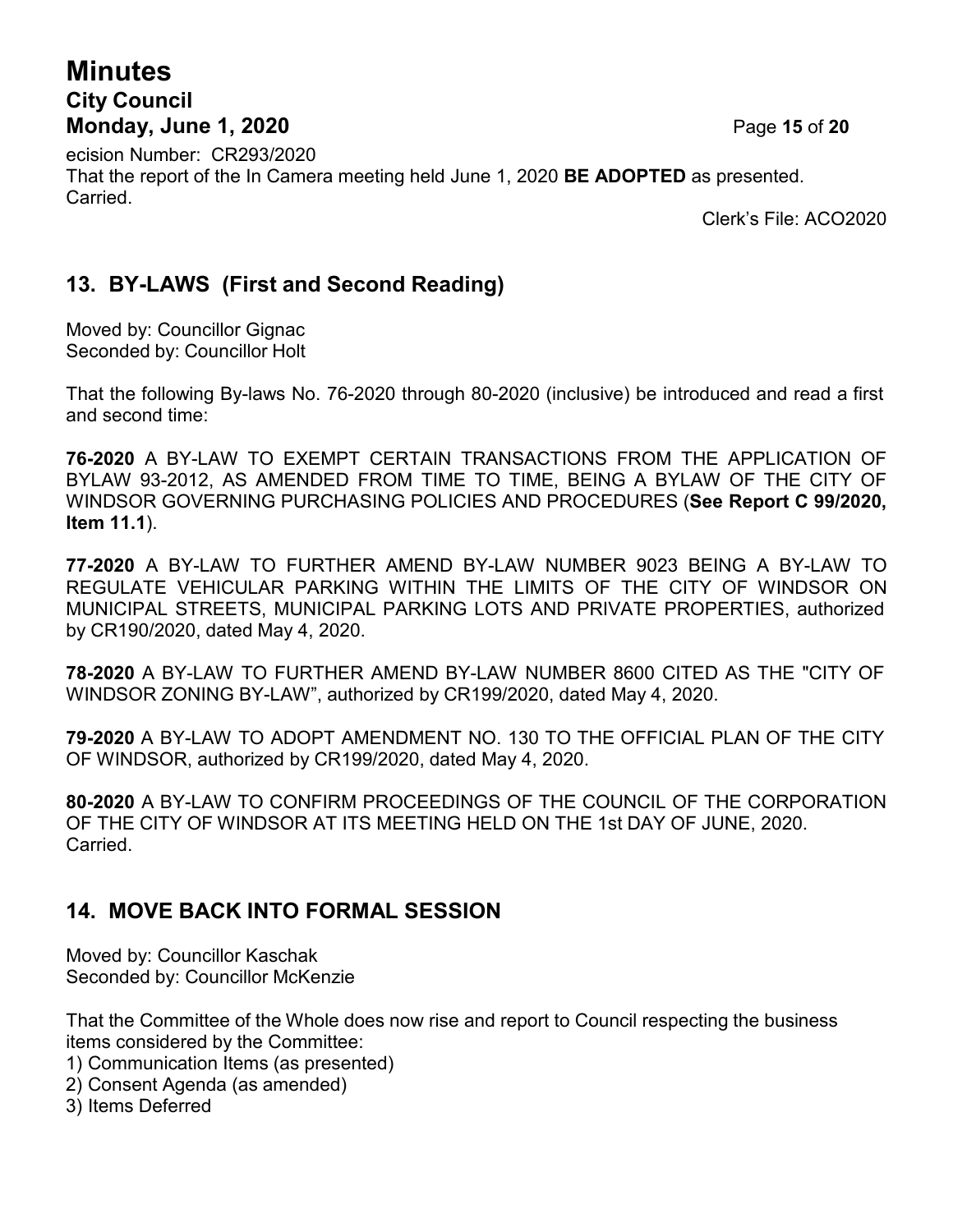ecision Number: CR293/2020
That the report of the In Camera meeting held June 1, 2020 **BE ADOPTED** as presented.
Carried.

Clerk's File: ACO2020

## 13. BY-LAWS (First and Second Reading)

Moved by: Councillor Gignac
Seconded by: Councillor Holt

That the following By-laws No. 76-2020 through 80-2020 (inclusive) be introduced and read a first and second time:

**76-2020** A BY-LAW TO EXEMPT CERTAIN TRANSACTIONS FROM THE APPLICATION OF BYLAW 93-2012, AS AMENDED FROM TIME TO TIME, BEING A BYLAW OF THE CITY OF WINDSOR GOVERNING PURCHASING POLICIES AND PROCEDURES (**See Report C 99/2020, Item 11.1**).

**77-2020** A BY-LAW TO FURTHER AMEND BY-LAW NUMBER 9023 BEING A BY-LAW TO REGULATE VEHICULAR PARKING WITHIN THE LIMITS OF THE CITY OF WINDSOR ON MUNICIPAL STREETS, MUNICIPAL PARKING LOTS AND PRIVATE PROPERTIES, authorized by CR190/2020, dated May 4, 2020.

**78-2020** A BY-LAW TO FURTHER AMEND BY-LAW NUMBER 8600 CITED AS THE "CITY OF WINDSOR ZONING BY-LAW", authorized by CR199/2020, dated May 4, 2020.

**79-2020** A BY-LAW TO ADOPT AMENDMENT NO. 130 TO THE OFFICIAL PLAN OF THE CITY OF WINDSOR, authorized by CR199/2020, dated May 4, 2020.

**80-2020** A BY-LAW TO CONFIRM PROCEEDINGS OF THE COUNCIL OF THE CORPORATION OF THE CITY OF WINDSOR AT ITS MEETING HELD ON THE 1st DAY OF JUNE, 2020.
Carried.

## 14. MOVE BACK INTO FORMAL SESSION

Moved by: Councillor Kaschak
Seconded by: Councillor McKenzie

That the Committee of the Whole does now rise and report to Council respecting the business items considered by the Committee:
1) Communication Items (as presented)
2) Consent Agenda (as amended)
3) Items Deferred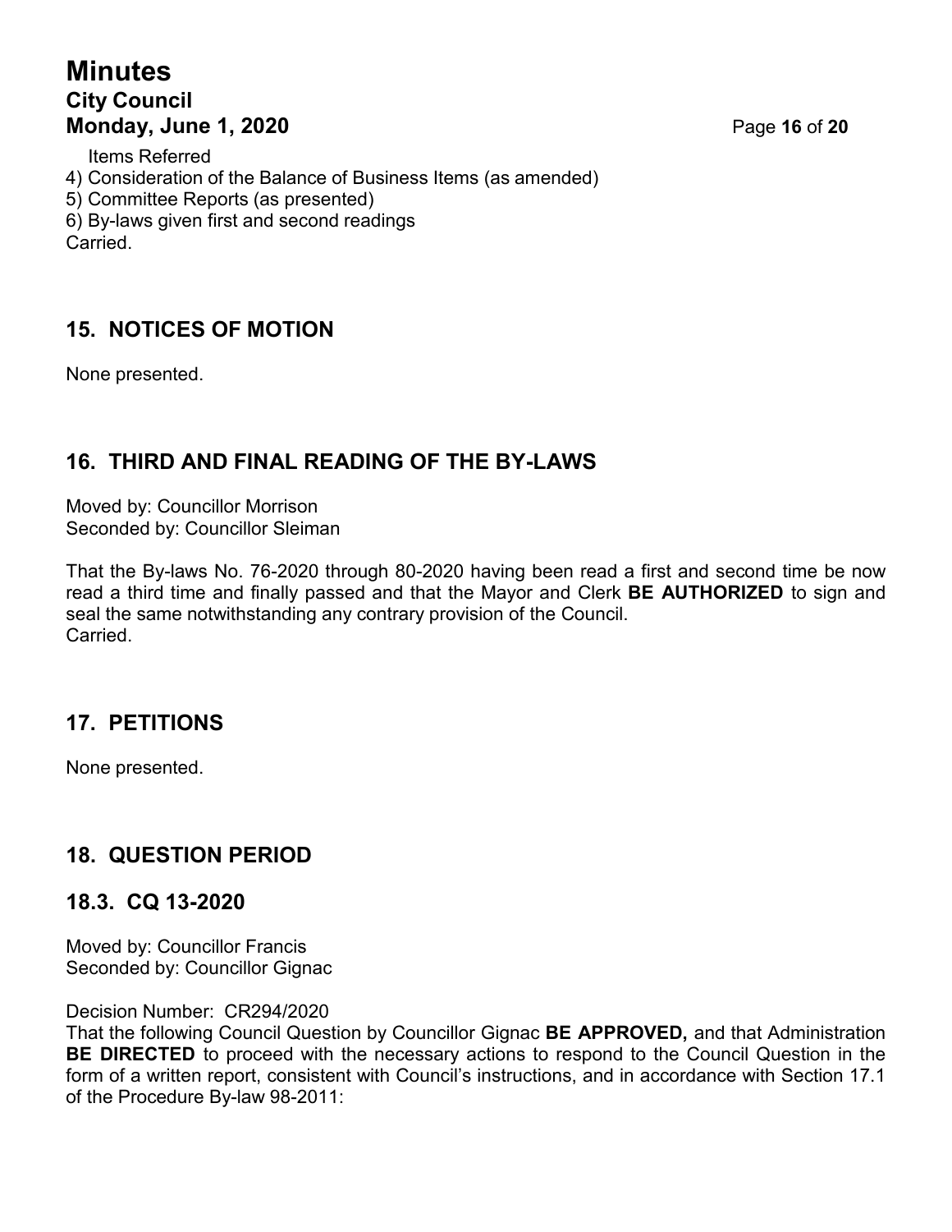Items Referred
4) Consideration of the Balance of Business Items (as amended)
5) Committee Reports (as presented)
6) By-laws given first and second readings
Carried.

## 15. NOTICES OF MOTION

None presented.

## 16. THIRD AND FINAL READING OF THE BY-LAWS

Moved by: Councillor Morrison
Seconded by: Councillor Sleiman

That the By-laws No. 76-2020 through 80-2020 having been read a first and second time be now read a third time and finally passed and that the Mayor and Clerk **BE AUTHORIZED** to sign and seal the same notwithstanding any contrary provision of the Council.
Carried.

## 17. PETITIONS

None presented.

## 18. QUESTION PERIOD

### 18.3. CQ 13-2020

Moved by: Councillor Francis
Seconded by: Councillor Gignac

Decision Number: CR294/2020
That the following Council Question by Councillor Gignac **BE APPROVED,** and that Administration **BE DIRECTED** to proceed with the necessary actions to respond to the Council Question in the form of a written report, consistent with Council's instructions, and in accordance with Section 17.1 of the Procedure By-law 98-2011: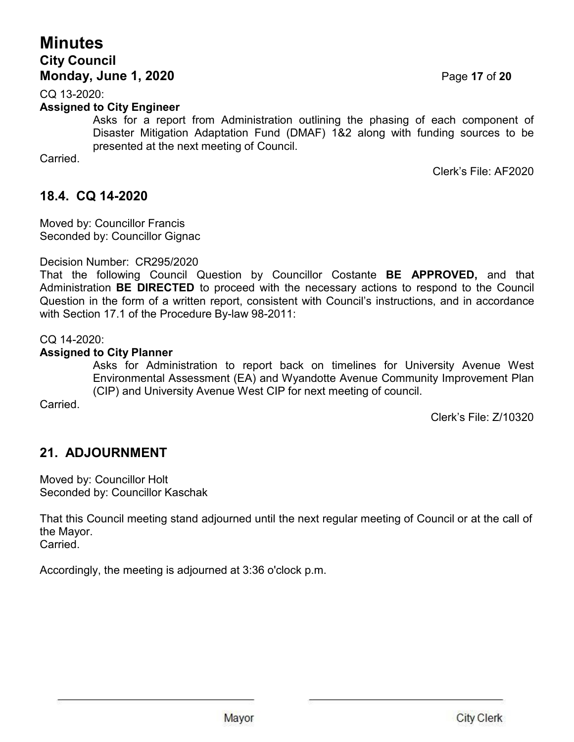CQ 13-2020:

**Assigned to City Engineer**

Asks for a report from Administration outlining the phasing of each component of Disaster Mitigation Adaptation Fund (DMAF) 1&2 along with funding sources to be presented at the next meeting of Council.

Carried.

Clerk's File: AF2020

## 18.4. CQ 14-2020

Moved by: Councillor Francis
Seconded by: Councillor Gignac

Decision Number: CR295/2020
That the following Council Question by Councillor Costante **BE APPROVED,** and that Administration **BE DIRECTED** to proceed with the necessary actions to respond to the Council Question in the form of a written report, consistent with Council's instructions, and in accordance with Section 17.1 of the Procedure By-law 98-2011:

CQ 14-2020:

**Assigned to City Planner**

Asks for Administration to report back on timelines for University Avenue West Environmental Assessment (EA) and Wyandotte Avenue Community Improvement Plan (CIP) and University Avenue West CIP for next meeting of council.

Carried.

Clerk's File: Z/10320

## 21. ADJOURNMENT

Moved by: Councillor Holt
Seconded by: Councillor Kaschak

That this Council meeting stand adjourned until the next regular meeting of Council or at the call of the Mayor.
Carried.

Accordingly, the meeting is adjourned at 3:36 o'clock p.m.

Mayor

City Clerk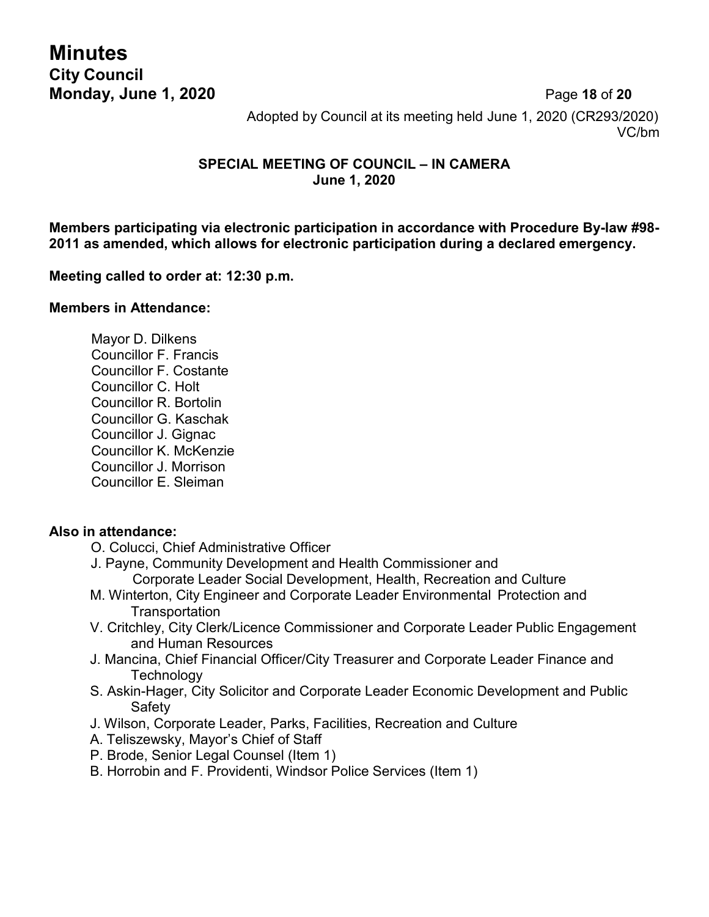Adopted by Council at its meeting held June 1, 2020 (CR293/2020)
VC/bm

## SPECIAL MEETING OF COUNCIL – IN CAMERA
**June 1, 2020**

**Members participating via electronic participation in accordance with Procedure By-law #98-2011 as amended, which allows for electronic participation during a declared emergency.**

**Meeting called to order at: 12:30 p.m.**

**Members in Attendance:**

Mayor D. Dilkens
Councillor F. Francis
Councillor F. Costante
Councillor C. Holt
Councillor R. Bortolin
Councillor G. Kaschak
Councillor J. Gignac
Councillor K. McKenzie
Councillor J. Morrison
Councillor E. Sleiman

**Also in attendance:**

O. Colucci, Chief Administrative Officer
J. Payne, Community Development and Health Commissioner and Corporate Leader Social Development, Health, Recreation and Culture
M. Winterton, City Engineer and Corporate Leader Environmental Protection and Transportation
V. Critchley, City Clerk/Licence Commissioner and Corporate Leader Public Engagement and Human Resources
J. Mancina, Chief Financial Officer/City Treasurer and Corporate Leader Finance and Technology
S. Askin-Hager, City Solicitor and Corporate Leader Economic Development and Public Safety
J. Wilson, Corporate Leader, Parks, Facilities, Recreation and Culture
A. Teliszewsky, Mayor's Chief of Staff
P. Brode, Senior Legal Counsel (Item 1)
B. Horrobin and F. Providenti, Windsor Police Services (Item 1)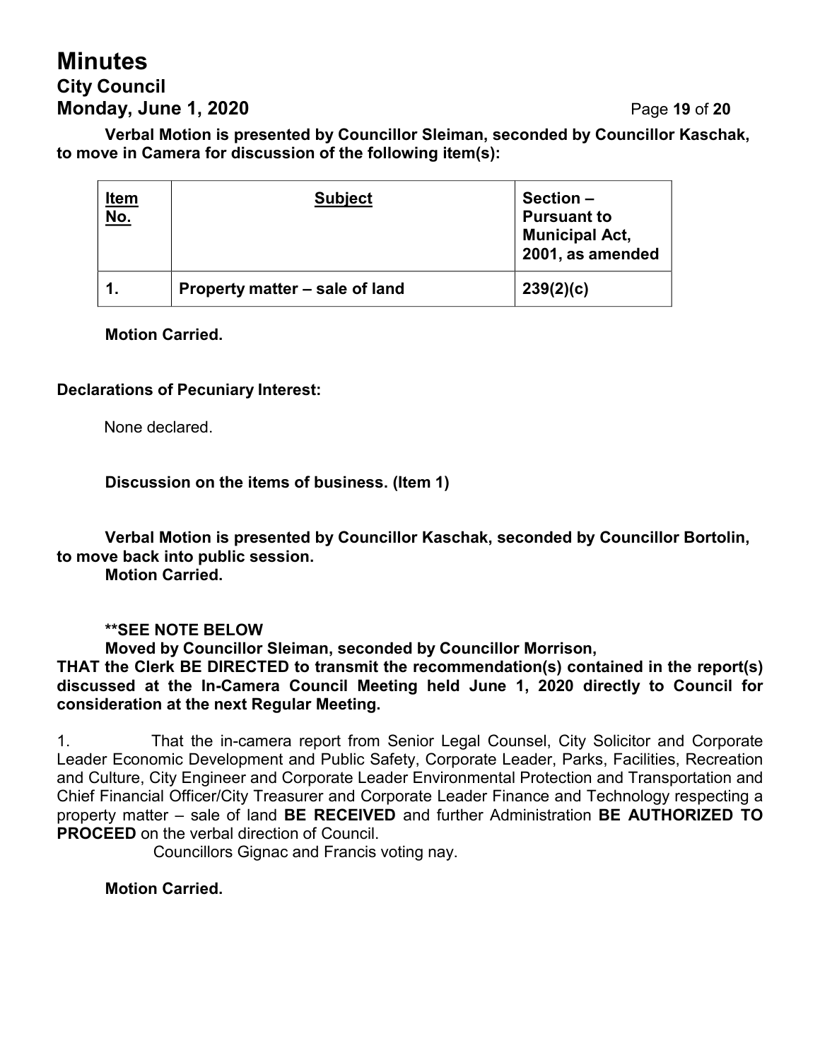**Verbal Motion is presented by Councillor Sleiman, seconded by Councillor Kaschak, to move in Camera for discussion of the following item(s):**

| Item No. | Subject | Section – Pursuant to Municipal Act, 2001, as amended |
|---|---|---|
| 1. | Property matter – sale of land | 239(2)(c) |

**Motion Carried.**

**Declarations of Pecuniary Interest:**

None declared.

**Discussion on the items of business. (Item 1)**

**Verbal Motion is presented by Councillor Kaschak, seconded by Councillor Bortolin, to move back into public session.**
**Motion Carried.**

**\*\*SEE NOTE BELOW**
**Moved by Councillor Sleiman, seconded by Councillor Morrison,**
**THAT the Clerk BE DIRECTED to transmit the recommendation(s) contained in the report(s) discussed at the In-Camera Council Meeting held June 1, 2020 directly to Council for consideration at the next Regular Meeting.**

1. That the in-camera report from Senior Legal Counsel, City Solicitor and Corporate Leader Economic Development and Public Safety, Corporate Leader, Parks, Facilities, Recreation and Culture, City Engineer and Corporate Leader Environmental Protection and Transportation and Chief Financial Officer/City Treasurer and Corporate Leader Finance and Technology respecting a property matter – sale of land **BE RECEIVED** and further Administration **BE AUTHORIZED TO PROCEED** on the verbal direction of Council.
Councillors Gignac and Francis voting nay.

**Motion Carried.**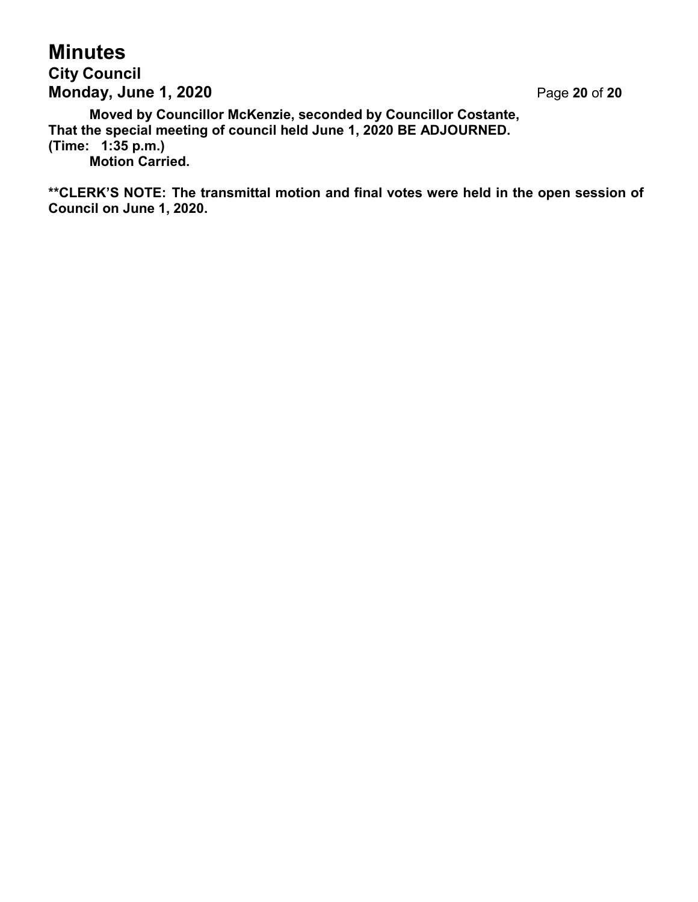**Moved by Councillor McKenzie, seconded by Councillor Costante,**
**That the special meeting of council held June 1, 2020 BE ADJOURNED.**
**(Time: 1:35 p.m.)**
**Motion Carried.**

**\*\*CLERK'S NOTE: The transmittal motion and final votes were held in the open session of Council on June 1, 2020.**